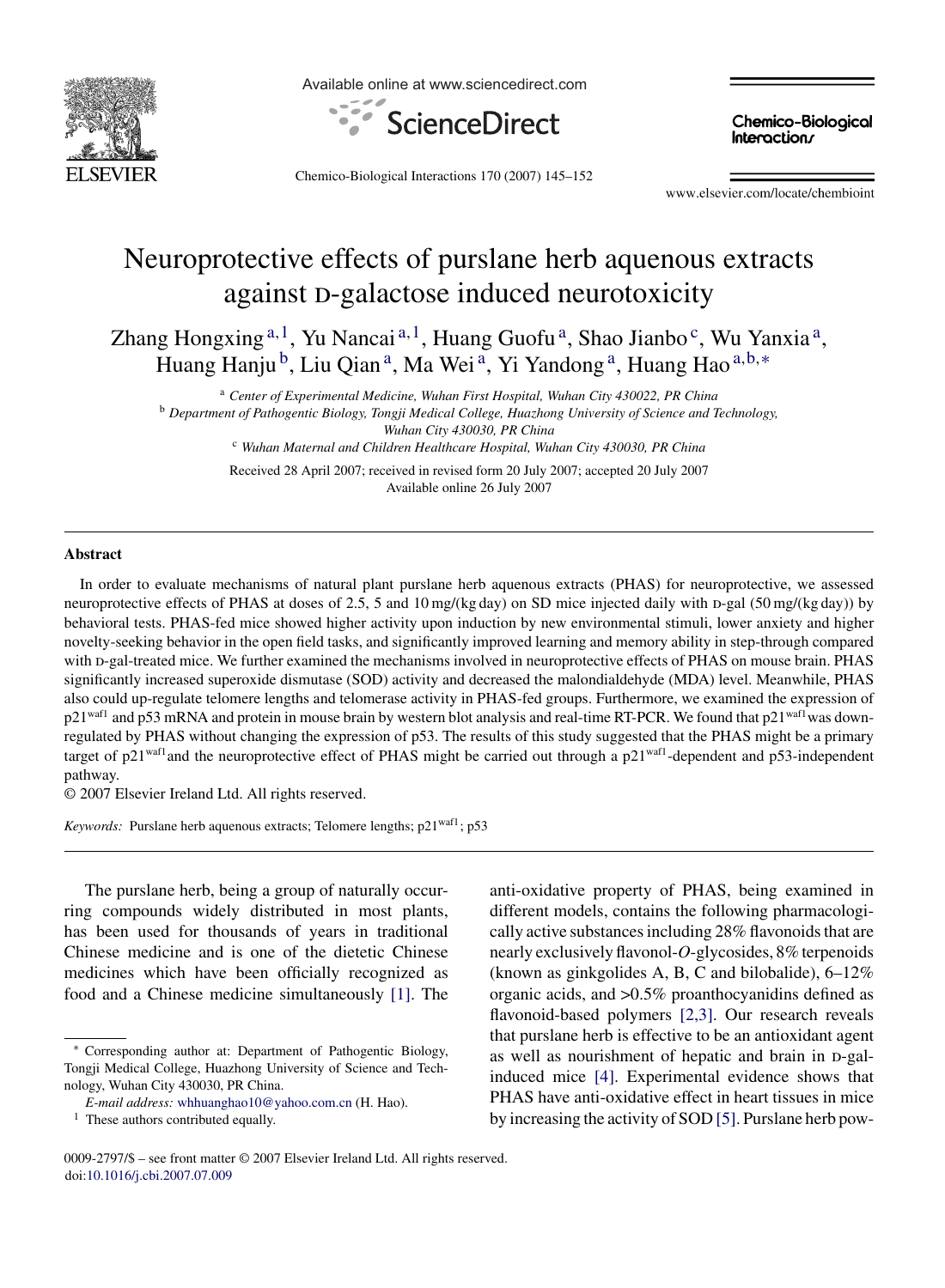# Neuroprotective effects of purslane herb aquenous extracts against D-galactose induced neurotoxicity

Zhang Hongxing [a,1], Yu Nancai [a,1], Huang Guofu [a], Shao Jianbo [c], Wu Yanxia [a], Huang Hanju [b], Liu Qian [a], Ma Wei [a], Yi Yandong [a], Huang Hao [a,b,*]

[a] *Center of Experimental Medicine, Wuhan First Hospital, Wuhan City 430022, PR China*

[b] *Department of Pathogentic Biology, Tongji Medical College, Huazhong University of Science and Technology, Wuhan City 430030, PR China*

[c] *Wuhan Maternal and Children Healthcare Hospital, Wuhan City 430030, PR China*

Received 28 April 2007; received in revised form 20 July 2007; accepted 20 July 2007
Available online 26 July 2007

## Abstract

In order to evaluate mechanisms of natural plant purslane herb aquenous extracts (PHAS) for neuroprotective, we assessed neuroprotective effects of PHAS at doses of 2.5, 5 and 10 mg/(kg day) on SD mice injected daily with D-gal (50 mg/(kg day)) by behavioral tests. PHAS-fed mice showed higher activity upon induction by new environmental stimuli, lower anxiety and higher novelty-seeking behavior in the open field tasks, and significantly improved learning and memory ability in step-through compared with D-gal-treated mice. We further examined the mechanisms involved in neuroprotective effects of PHAS on mouse brain. PHAS significantly increased superoxide dismutase (SOD) activity and decreased the malondialdehyde (MDA) level. Meanwhile, PHAS also could up-regulate telomere lengths and telomerase activity in PHAS-fed groups. Furthermore, we examined the expression of $p21^{waf1}$ and p53 mRNA and protein in mouse brain by western blot analysis and real-time RT-PCR. We found that $p21^{waf1}$ was down-regulated by PHAS without changing the expression of p53. The results of this study suggested that the PHAS might be a primary target of $p21^{waf1}$ and the neuroprotective effect of PHAS might be carried out through a $p21^{waf1}$-dependent and p53-independent pathway.

© 2007 Elsevier Ireland Ltd. All rights reserved.

*Keywords:* Purslane herb aquenous extracts; Telomere lengths; $p21^{waf1}$; p53

The purslane herb, being a group of naturally occurring compounds widely distributed in most plants, has been used for thousands of years in traditional Chinese medicine and is one of the dietetic Chinese medicines which have been officially recognized as food and a Chinese medicine simultaneously [1]. The anti-oxidative property of PHAS, being examined in different models, contains the following pharmacologically active substances including 28% flavonoids that are nearly exclusively flavonol-*O*-glycosides, 8% terpenoids (known as ginkgolides A, B, C and bilobalide), 6–12% organic acids, and >0.5% proanthocyanidins defined as flavonoid-based polymers [2,3]. Our research reveals that purslane herb is effective to be an antioxidant agent as well as nourishment of hepatic and brain in D-gal-induced mice [4]. Experimental evidence shows that PHAS have anti-oxidative effect in heart tissues in mice by increasing the activity of SOD [5]. Purslane herb pow-

\* Corresponding author at: Department of Pathogentic Biology, Tongji Medical College, Huazhong University of Science and Technology, Wuhan City 430030, PR China.
*E-mail address:* whhuanghao10@yahoo.com.cn (H. Hao).

[1] These authors contributed equally.

0009-2797/$ – see front matter © 2007 Elsevier Ireland Ltd. All rights reserved.
doi:10.1016/j.cbi.2007.07.009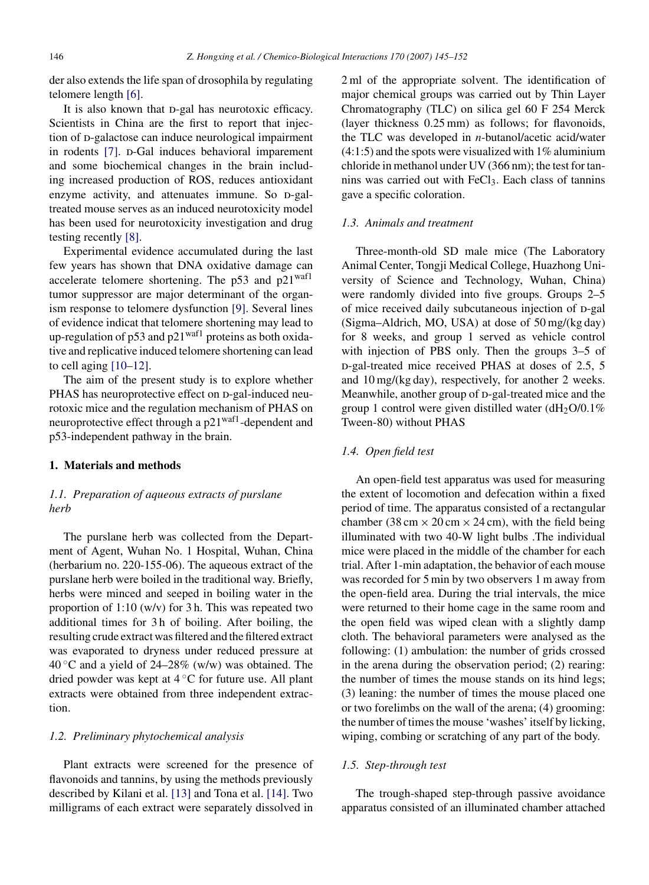der also extends the life span of drosophila by regulating telomere length [6].

It is also known that D-gal has neurotoxic efficacy. Scientists in China are the first to report that injection of D-galactose can induce neurological impairment in rodents [7]. D-Gal induces behavioral imparement and some biochemical changes in the brain including increased production of ROS, reduces antioxidant enzyme activity, and attenuates immune. So D-gal-treated mouse serves as an induced neurotoxicity model has been used for neurotoxicity investigation and drug testing recently [8].

Experimental evidence accumulated during the last few years has shown that DNA oxidative damage can accelerate telomere shortening. The p53 and $p21^{waf1}$ tumor suppressor are major determinant of the organism response to telomere dysfunction [9]. Several lines of evidence indicat that telomere shortening may lead to up-regulation of p53 and $p21^{waf1}$ proteins as both oxidative and replicative induced telomere shortening can lead to cell aging [10–12].

The aim of the present study is to explore whether PHAS has neuroprotective effect on D-gal-induced neurotoxic mice and the regulation mechanism of PHAS on neuroprotective effect through a $p21^{waf1}$-dependent and p53-independent pathway in the brain.

## 1. Materials and methods

### *1.1. Preparation of aqueous extracts of purslane herb*

The purslane herb was collected from the Department of Agent, Wuhan No. 1 Hospital, Wuhan, China (herbarium no. 220-155-06). The aqueous extract of the purslane herb were boiled in the traditional way. Briefly, herbs were minced and seeped in boiling water in the proportion of 1:10 (w/v) for 3 h. This was repeated two additional times for 3 h of boiling. After boiling, the resulting crude extract was filtered and the filtered extract was evaporated to dryness under reduced pressure at 40 °C and a yield of 24–28% (w/w) was obtained. The dried powder was kept at 4 °C for future use. All plant extracts were obtained from three independent extraction.

### *1.2. Preliminary phytochemical analysis*

Plant extracts were screened for the presence of flavonoids and tannins, by using the methods previously described by Kilani et al. [13] and Tona et al. [14]. Two milligrams of each extract were separately dissolved in 2 ml of the appropriate solvent. The identification of major chemical groups was carried out by Thin Layer Chromatography (TLC) on silica gel 60 F 254 Merck (layer thickness 0.25 mm) as follows; for flavonoids, the TLC was developed in *n*-butanol/acetic acid/water (4:1:5) and the spots were visualized with 1% aluminium chloride in methanol under UV (366 nm); the test for tannins was carried out with $FeCl_3$. Each class of tannins gave a specific coloration.

### *1.3. Animals and treatment*

Three-month-old SD male mice (The Laboratory Animal Center, Tongji Medical College, Huazhong University of Science and Technology, Wuhan, China) were randomly divided into five groups. Groups 2–5 of mice received daily subcutaneous injection of D-gal (Sigma–Aldrich, MO, USA) at dose of 50 mg/(kg day) for 8 weeks, and group 1 served as vehicle control with injection of PBS only. Then the groups 3–5 of D-gal-treated mice received PHAS at doses of 2.5, 5 and 10 mg/(kg day), respectively, for another 2 weeks. Meanwhile, another group of D-gal-treated mice and the group 1 control were given distilled water ($dH_2O$/0.1% Tween-80) without PHAS

### *1.4. Open field test*

An open-field test apparatus was used for measuring the extent of locomotion and defecation within a fixed period of time. The apparatus consisted of a rectangular chamber (38 cm × 20 cm × 24 cm), with the field being illuminated with two 40-W light bulbs .The individual mice were placed in the middle of the chamber for each trial. After 1-min adaptation, the behavior of each mouse was recorded for 5 min by two observers 1 m away from the open-field area. During the trial intervals, the mice were returned to their home cage in the same room and the open field was wiped clean with a slightly damp cloth. The behavioral parameters were analysed as the following: (1) ambulation: the number of grids crossed in the arena during the observation period; (2) rearing: the number of times the mouse stands on its hind legs; (3) leaning: the number of times the mouse placed one or two forelimbs on the wall of the arena; (4) grooming: the number of times the mouse 'washes' itself by licking, wiping, combing or scratching of any part of the body.

### *1.5. Step-through test*

The trough-shaped step-through passive avoidance apparatus consisted of an illuminated chamber attached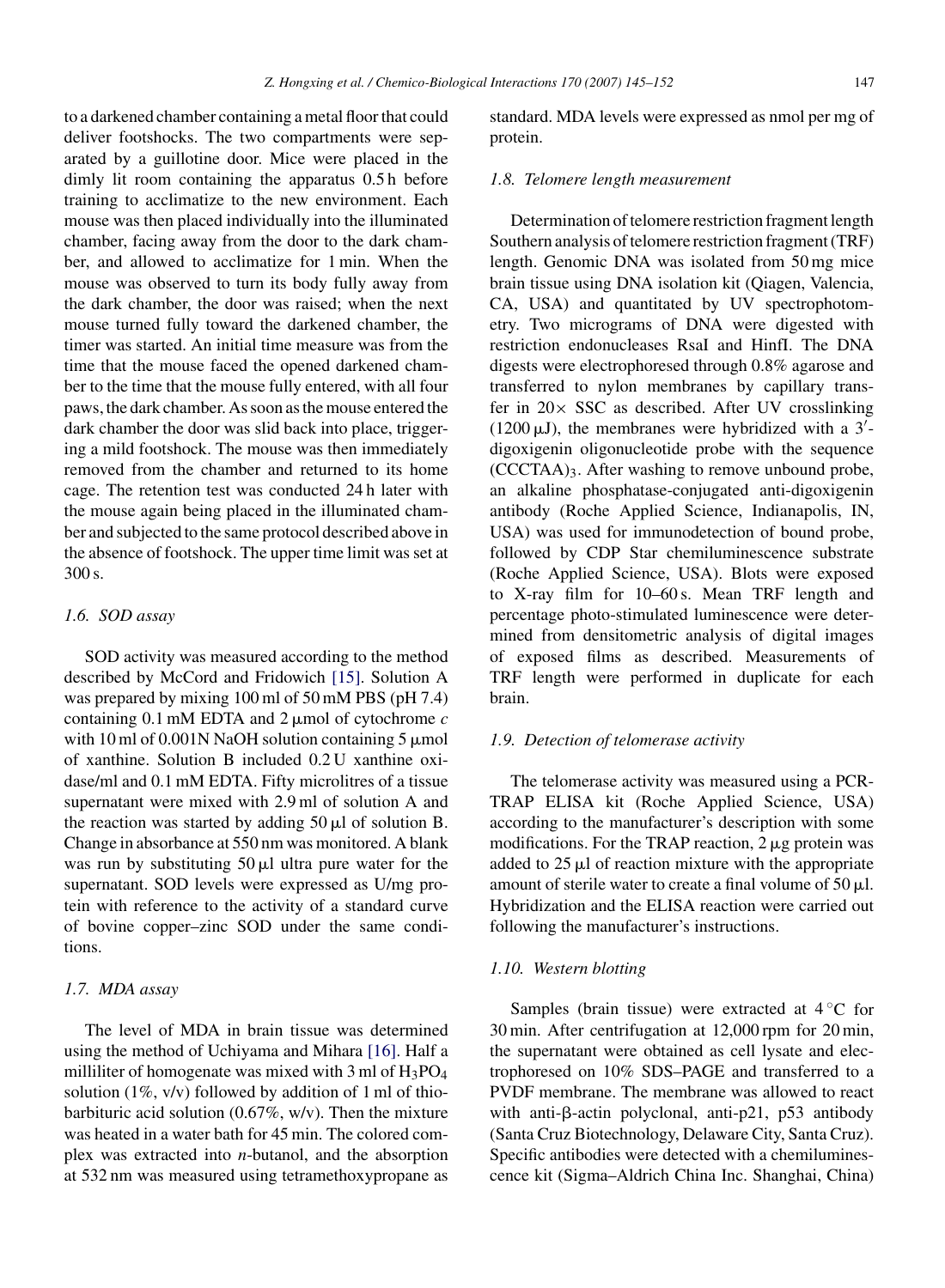to a darkened chamber containing a metal floor that could deliver footshocks. The two compartments were separated by a guillotine door. Mice were placed in the dimly lit room containing the apparatus 0.5 h before training to acclimatize to the new environment. Each mouse was then placed individually into the illuminated chamber, facing away from the door to the dark chamber, and allowed to acclimatize for 1 min. When the mouse was observed to turn its body fully away from the dark chamber, the door was raised; when the next mouse turned fully toward the darkened chamber, the timer was started. An initial time measure was from the time that the mouse faced the opened darkened chamber to the time that the mouse fully entered, with all four paws, the dark chamber. As soon as the mouse entered the dark chamber the door was slid back into place, triggering a mild footshock. The mouse was then immediately removed from the chamber and returned to its home cage. The retention test was conducted 24 h later with the mouse again being placed in the illuminated chamber and subjected to the same protocol described above in the absence of footshock. The upper time limit was set at 300 s.

### *1.6. SOD assay*

SOD activity was measured according to the method described by McCord and Fridowich [15]. Solution A was prepared by mixing 100 ml of 50 mM PBS (pH 7.4) containing 0.1 mM EDTA and 2 μmol of cytochrome *c* with 10 ml of 0.001N NaOH solution containing 5 μmol of xanthine. Solution B included 0.2 U xanthine oxidase/ml and 0.1 mM EDTA. Fifty microlitres of a tissue supernatant were mixed with 2.9 ml of solution A and the reaction was started by adding 50 μl of solution B. Change in absorbance at 550 nm was monitored. A blank was run by substituting 50 μl ultra pure water for the supernatant. SOD levels were expressed as U/mg protein with reference to the activity of a standard curve of bovine copper–zinc SOD under the same conditions.

### *1.7. MDA assay*

The level of MDA in brain tissue was determined using the method of Uchiyama and Mihara [16]. Half a milliliter of homogenate was mixed with 3 ml of $H_3PO_4$ solution (1%, v/v) followed by addition of 1 ml of thiobarbituric acid solution (0.67%, w/v). Then the mixture was heated in a water bath for 45 min. The colored complex was extracted into *n*-butanol, and the absorption at 532 nm was measured using tetramethoxypropane as standard. MDA levels were expressed as nmol per mg of protein.

### *1.8. Telomere length measurement*

Determination of telomere restriction fragment length Southern analysis of telomere restriction fragment (TRF) length. Genomic DNA was isolated from 50 mg mice brain tissue using DNA isolation kit (Qiagen, Valencia, CA, USA) and quantitated by UV spectrophotometry. Two micrograms of DNA were digested with restriction endonucleases RsaI and HinfI. The DNA digests were electrophoresed through 0.8% agarose and transferred to nylon membranes by capillary transfer in 20× SSC as described. After UV crosslinking (1200 μJ), the membranes were hybridized with a 3′-digoxigenin oligonucleotide probe with the sequence $(CCCTAA)_3$. After washing to remove unbound probe, an alkaline phosphatase-conjugated anti-digoxigenin antibody (Roche Applied Science, Indianapolis, IN, USA) was used for immunodetection of bound probe, followed by CDP Star chemiluminescence substrate (Roche Applied Science, USA). Blots were exposed to X-ray film for 10–60 s. Mean TRF length and percentage photo-stimulated luminescence were determined from densitometric analysis of digital images of exposed films as described. Measurements of TRF length were performed in duplicate for each brain.

### *1.9. Detection of telomerase activity*

The telomerase activity was measured using a PCR-TRAP ELISA kit (Roche Applied Science, USA) according to the manufacturer's description with some modifications. For the TRAP reaction, 2 μg protein was added to 25 μl of reaction mixture with the appropriate amount of sterile water to create a final volume of 50 μl. Hybridization and the ELISA reaction were carried out following the manufacturer's instructions.

### *1.10. Western blotting*

Samples (brain tissue) were extracted at 4 °C for 30 min. After centrifugation at 12,000 rpm for 20 min, the supernatant were obtained as cell lysate and electrophoresed on 10% SDS–PAGE and transferred to a PVDF membrane. The membrane was allowed to react with anti-β-actin polyclonal, anti-p21, p53 antibody (Santa Cruz Biotechnology, Delaware City, Santa Cruz). Specific antibodies were detected with a chemiluminescence kit (Sigma–Aldrich China Inc. Shanghai, China)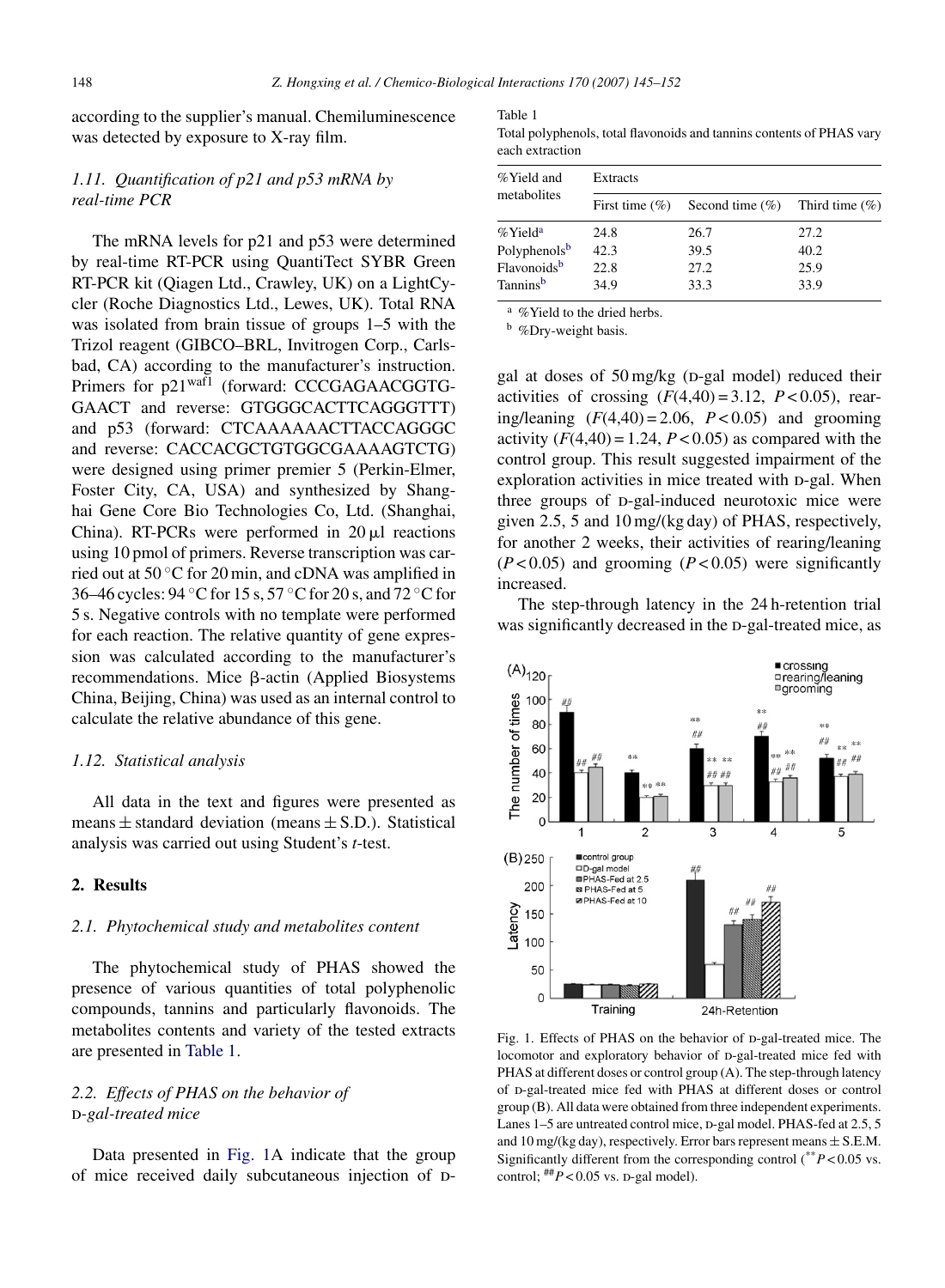according to the supplier's manual. Chemiluminescence was detected by exposure to X-ray film.

### 1.11. Quantification of p21 and p53 mRNA by real-time PCR

The mRNA levels for p21 and p53 were determined by real-time RT-PCR using QuantiTect SYBR Green RT-PCR kit (Qiagen Ltd., Crawley, UK) on a LightCycler (Roche Diagnostics Ltd., Lewes, UK). Total RNA was isolated from brain tissue of groups 1–5 with the Trizol reagent (GIBCO–BRL, Invitrogen Corp., Carlsbad, CA) according to the manufacturer's instruction. Primers for $p21^{waf1}$ (forward: CCCGAGAACGGTGGAACT and reverse: GTGGGCACTTCAGGGTTT) and p53 (forward: CTCAAAAAAACTTACCAGGGC and reverse: CACCACGCTGTGGCGAAAAGTCTG) were designed using primer premier 5 (Perkin-Elmer, Foster City, CA, USA) and synthesized by Shanghai Gene Core Bio Technologies Co, Ltd. (Shanghai, China). RT-PCRs were performed in 20 μl reactions using 10 pmol of primers. Reverse transcription was carried out at 50 °C for 20 min, and cDNA was amplified in 36–46 cycles: 94 °C for 15 s, 57 °C for 20 s, and 72 °C for 5 s. Negative controls with no template were performed for each reaction. The relative quantity of gene expression was calculated according to the manufacturer's recommendations. Mice β-actin (Applied Biosystems China, Beijing, China) was used as an internal control to calculate the relative abundance of this gene.

### 1.12. Statistical analysis

All data in the text and figures were presented as means ± standard deviation (means ± S.D.). Statistical analysis was carried out using Student's *t*-test.

## 2. Results

### 2.1. Phytochemical study and metabolites content

The phytochemical study of PHAS showed the presence of various quantities of total polyphenolic compounds, tannins and particularly flavonoids. The metabolites contents and variety of the tested extracts are presented in Table 1.

Table 1
Total polyphenols, total flavonoids and tannins contents of PHAS vary each extraction

| %Yield and metabolites | Extracts | | |
|---|---|---|---|
| | First time (%) | Second time (%) | Third time (%) |
| %Yield[a] | 24.8 | 26.7 | 27.2 |
| Polyphenols[b] | 42.3 | 39.5 | 40.2 |
| Flavonoids[b] | 22.8 | 27.2 | 25.9 |
| Tannins[b] | 34.9 | 33.3 | 33.9 |

[a] %Yield to the dried herbs.
[b] %Dry-weight basis.

### 2.2. Effects of PHAS on the behavior of D-gal-treated mice

Data presented in Fig. 1A indicate that the group of mice received daily subcutaneous injection of D-gal at doses of 50 mg/kg (D-gal model) reduced their activities of crossing ($F(4,40) = 3.12$, $P < 0.05$), rearing/leaning ($F(4,40) = 2.06$, $P < 0.05$) and grooming activity ($F(4,40) = 1.24$, $P < 0.05$) as compared with the control group. This result suggested impairment of the exploration activities in mice treated with D-gal. When three groups of D-gal-induced neurotoxic mice were given 2.5, 5 and 10 mg/(kg day) of PHAS, respectively, for another 2 weeks, their activities of rearing/leaning ($P < 0.05$) and grooming ($P < 0.05$) were significantly increased.

The step-through latency in the 24 h-retention trial was significantly decreased in the D-gal-treated mice, as

Fig. 1. Effects of PHAS on the behavior of D-gal-treated mice. The locomotor and exploratory behavior of D-gal-treated mice fed with PHAS at different doses or control group (A). The step-through latency of D-gal-treated mice fed with PHAS at different doses or control group (B). All data were obtained from three independent experiments. Lanes 1–5 are untreated control mice, D-gal model. PHAS-fed at 2.5, 5 and 10 mg/(kg day), respectively. Error bars represent means ± S.E.M. Significantly different from the corresponding control ($^{**}P < 0.05$ vs. control; $^{\#\#}P < 0.05$ vs. D-gal model).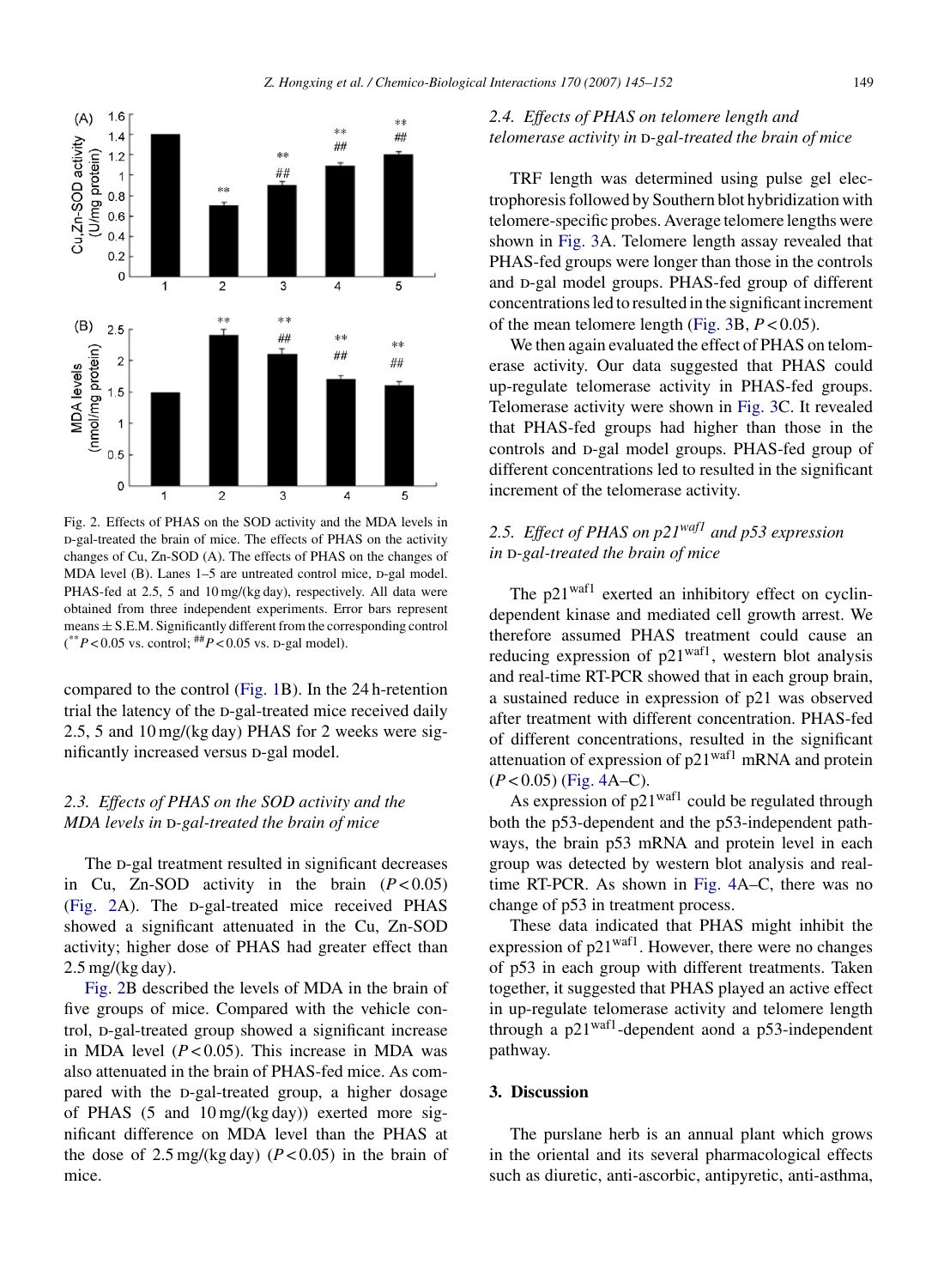Fig. 2. Effects of PHAS on the SOD activity and the MDA levels in D-gal-treated the brain of mice. The effects of PHAS on the activity changes of Cu, Zn-SOD (A). The effects of PHAS on the changes of MDA level (B). Lanes 1–5 are untreated control mice, D-gal model. PHAS-fed at 2.5, 5 and 10 mg/(kg day), respectively. All data were obtained from three independent experiments. Error bars represent means ± S.E.M. Significantly different from the corresponding control ($^{**}P < 0.05$ vs. control; $^{\#\#}P < 0.05$ vs. D-gal model).

compared to the control (Fig. 1B). In the 24 h-retention trial the latency of the D-gal-treated mice received daily 2.5, 5 and 10 mg/(kg day) PHAS for 2 weeks were significantly increased versus D-gal model.

### 2.3. Effects of PHAS on the SOD activity and the MDA levels in D-gal-treated the brain of mice

The D-gal treatment resulted in significant decreases in Cu, Zn-SOD activity in the brain ($P < 0.05$) (Fig. 2A). The D-gal-treated mice received PHAS showed a significant attenuated in the Cu, Zn-SOD activity; higher dose of PHAS had greater effect than 2.5 mg/(kg day).

Fig. 2B described the levels of MDA in the brain of five groups of mice. Compared with the vehicle control, D-gal-treated group showed a significant increase in MDA level ($P < 0.05$). This increase in MDA was also attenuated in the brain of PHAS-fed mice. As compared with the D-gal-treated group, a higher dosage of PHAS (5 and 10 mg/(kg day)) exerted more significant difference on MDA level than the PHAS at the dose of 2.5 mg/(kg day) ($P < 0.05$) in the brain of mice.

### 2.4. Effects of PHAS on telomere length and telomerase activity in D-gal-treated the brain of mice

TRF length was determined using pulse gel electrophoresis followed by Southern blot hybridization with telomere-specific probes. Average telomere lengths were shown in Fig. 3A. Telomere length assay revealed that PHAS-fed groups were longer than those in the controls and D-gal model groups. PHAS-fed group of different concentrations led to resulted in the significant increment of the mean telomere length (Fig. 3B, $P < 0.05$).

We then again evaluated the effect of PHAS on telomerase activity. Our data suggested that PHAS could up-regulate telomerase activity in PHAS-fed groups. Telomerase activity were shown in Fig. 3C. It revealed that PHAS-fed groups had higher than those in the controls and D-gal model groups. PHAS-fed group of different concentrations led to resulted in the significant increment of the telomerase activity.

### 2.5. Effect of PHAS on $p21^{waf1}$ and p53 expression in D-gal-treated the brain of mice

The $p21^{waf1}$ exerted an inhibitory effect on cyclin-dependent kinase and mediated cell growth arrest. We therefore assumed PHAS treatment could cause an reducing expression of $p21^{waf1}$, western blot analysis and real-time RT-PCR showed that in each group brain, a sustained reduce in expression of p21 was observed after treatment with different concentration. PHAS-fed of different concentrations, resulted in the significant attenuation of expression of $p21^{waf1}$ mRNA and protein ($P < 0.05$) (Fig. 4A–C).

As expression of $p21^{waf1}$ could be regulated through both the p53-dependent and the p53-independent pathways, the brain p53 mRNA and protein level in each group was detected by western blot analysis and real-time RT-PCR. As shown in Fig. 4A–C, there was no change of p53 in treatment process.

These data indicated that PHAS might inhibit the expression of $p21^{waf1}$. However, there were no changes of p53 in each group with different treatments. Taken together, it suggested that PHAS played an active effect in up-regulate telomerase activity and telomere length through a $p21^{waf1}$-dependent aond a p53-independent pathway.

## 3. Discussion

The purslane herb is an annual plant which grows in the oriental and its several pharmacological effects such as diuretic, anti-ascorbic, antipyretic, anti-asthma,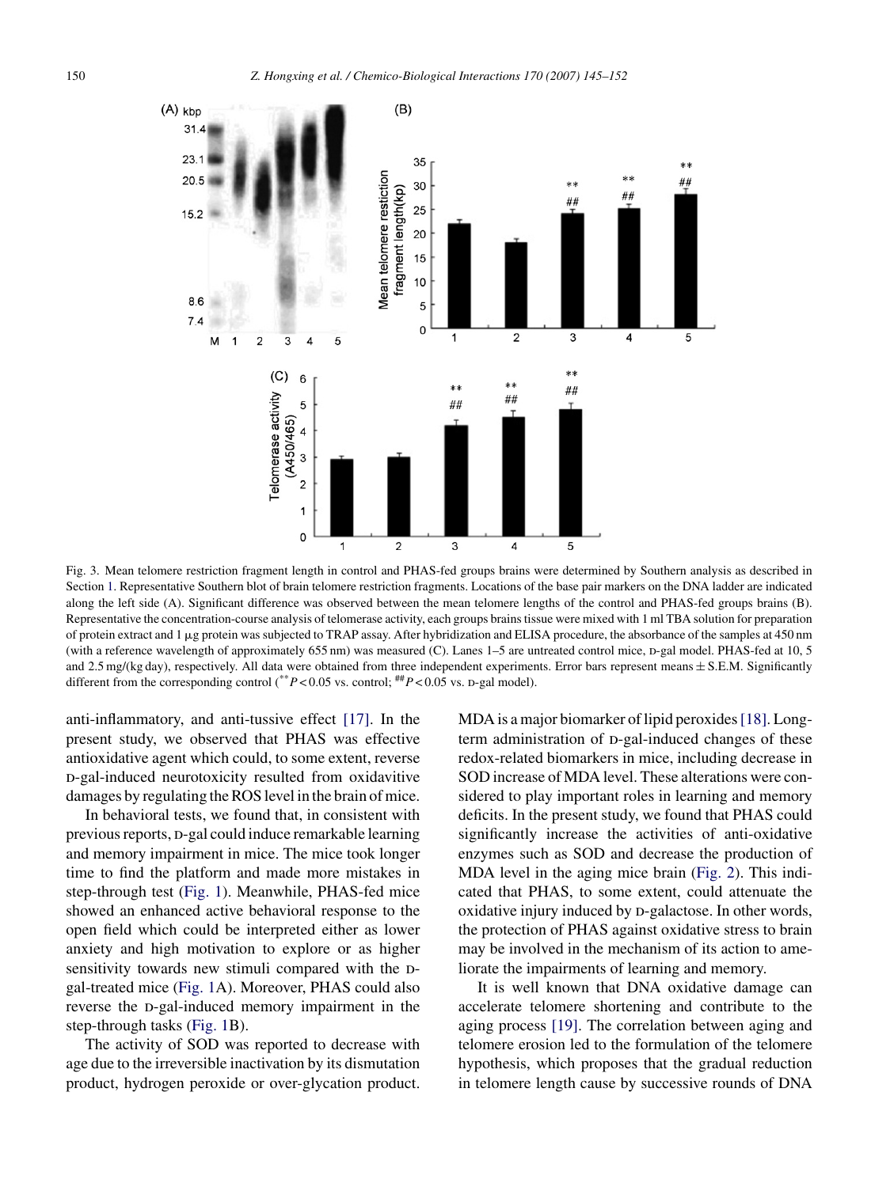Fig. 3. Mean telomere restriction fragment length in control and PHAS-fed groups brains were determined by Southern analysis as described in Section 1. Representative Southern blot of brain telomere restriction fragments. Locations of the base pair markers on the DNA ladder are indicated along the left side (A). Significant difference was observed between the mean telomere lengths of the control and PHAS-fed groups brains (B). Representative the concentration-course analysis of telomerase activity, each groups brains tissue were mixed with 1 ml TBA solution for preparation of protein extract and 1 μg protein was subjected to TRAP assay. After hybridization and ELISA procedure, the absorbance of the samples at 450 nm (with a reference wavelength of approximately 655 nm) was measured (C). Lanes 1–5 are untreated control mice, D-gal model. PHAS-fed at 10, 5 and 2.5 mg/(kg day), respectively. All data were obtained from three independent experiments. Error bars represent means ± S.E.M. Significantly different from the corresponding control ($^{**}P < 0.05$ vs. control; $^{\#\#}P < 0.05$ vs. D-gal model).

anti-inflammatory, and anti-tussive effect [17]. In the present study, we observed that PHAS was effective antioxidative agent which could, to some extent, reverse D-gal-induced neurotoxicity resulted from oxidavitive damages by regulating the ROS level in the brain of mice.

In behavioral tests, we found that, in consistent with previous reports, D-gal could induce remarkable learning and memory impairment in mice. The mice took longer time to find the platform and made more mistakes in step-through test (Fig. 1). Meanwhile, PHAS-fed mice showed an enhanced active behavioral response to the open field which could be interpreted either as lower anxiety and high motivation to explore or as higher sensitivity towards new stimuli compared with the D-gal-treated mice (Fig. 1A). Moreover, PHAS could also reverse the D-gal-induced memory impairment in the step-through tasks (Fig. 1B).

The activity of SOD was reported to decrease with age due to the irreversible inactivation by its dismutation product, hydrogen peroxide or over-glycation product. MDA is a major biomarker of lipid peroxides [18]. Long-term administration of D-gal-induced changes of these redox-related biomarkers in mice, including decrease in SOD increase of MDA level. These alterations were considered to play important roles in learning and memory deficits. In the present study, we found that PHAS could significantly increase the activities of anti-oxidative enzymes such as SOD and decrease the production of MDA level in the aging mice brain (Fig. 2). This indicated that PHAS, to some extent, could attenuate the oxidative injury induced by D-galactose. In other words, the protection of PHAS against oxidative stress to brain may be involved in the mechanism of its action to ameliorate the impairments of learning and memory.

It is well known that DNA oxidative damage can accelerate telomere shortening and contribute to the aging process [19]. The correlation between aging and telomere erosion led to the formulation of the telomere hypothesis, which proposes that the gradual reduction in telomere length cause by successive rounds of DNA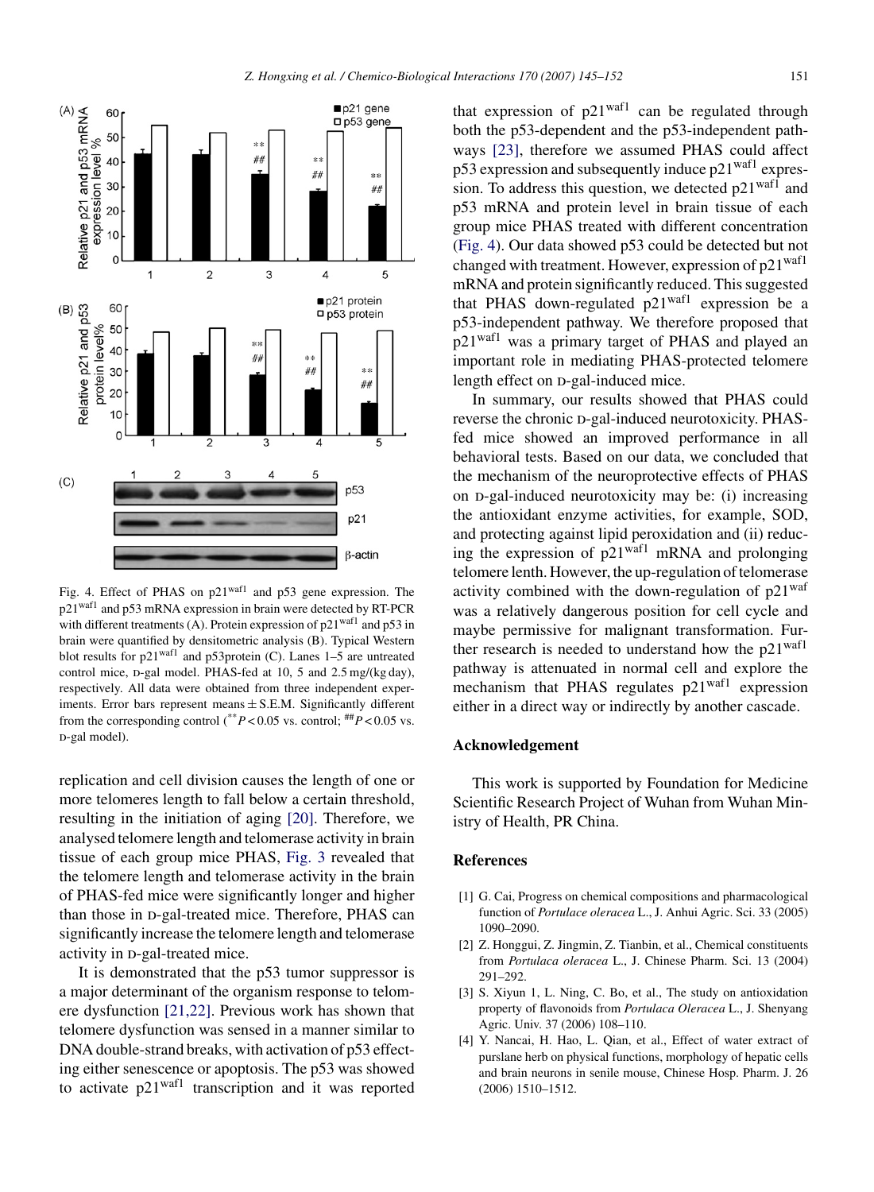Fig. 4. Effect of PHAS on $p21^{waf1}$ and p53 gene expression. The $p21^{waf1}$ and p53 mRNA expression in brain were detected by RT-PCR with different treatments (A). Protein expression of $p21^{waf1}$ and p53 in brain were quantified by densitometric analysis (B). Typical Western blot results for $p21^{waf1}$ and p53protein (C). Lanes 1–5 are untreated control mice, D-gal model. PHAS-fed at 10, 5 and 2.5 mg/(kg day), respectively. All data were obtained from three independent experiments. Error bars represent means ± S.E.M. Significantly different from the corresponding control ($^{**}P < 0.05$ vs. control; $^{\#\#}P < 0.05$ vs. D-gal model).

replication and cell division causes the length of one or more telomeres length to fall below a certain threshold, resulting in the initiation of aging [20]. Therefore, we analysed telomere length and telomerase activity in brain tissue of each group mice PHAS, Fig. 3 revealed that the telomere length and telomerase activity in the brain of PHAS-fed mice were significantly longer and higher than those in D-gal-treated mice. Therefore, PHAS can significantly increase the telomere length and telomerase activity in D-gal-treated mice.

It is demonstrated that the p53 tumor suppressor is a major determinant of the organism response to telomere dysfunction [21,22]. Previous work has shown that telomere dysfunction was sensed in a manner similar to DNA double-strand breaks, with activation of p53 effecting either senescence or apoptosis. The p53 was showed to activate $p21^{waf1}$ transcription and it was reported that expression of $p21^{waf1}$ can be regulated through both the p53-dependent and the p53-independent pathways [23], therefore we assumed PHAS could affect p53 expression and subsequently induce $p21^{waf1}$ expression. To address this question, we detected $p21^{waf1}$ and p53 mRNA and protein level in brain tissue of each group mice PHAS treated with different concentration (Fig. 4). Our data showed p53 could be detected but not changed with treatment. However, expression of $p21^{waf1}$ mRNA and protein significantly reduced. This suggested that PHAS down-regulated $p21^{waf1}$ expression be a p53-independent pathway. We therefore proposed that $p21^{waf1}$ was a primary target of PHAS and played an important role in mediating PHAS-protected telomere length effect on D-gal-induced mice.

In summary, our results showed that PHAS could reverse the chronic D-gal-induced neurotoxicity. PHAS-fed mice showed an improved performance in all behavioral tests. Based on our data, we concluded that the mechanism of the neuroprotective effects of PHAS on D-gal-induced neurotoxicity may be: (i) increasing the antioxidant enzyme activities, for example, SOD, and protecting against lipid peroxidation and (ii) reducing the expression of $p21^{waf1}$ mRNA and prolonging telomere lenth. However, the up-regulation of telomerase activity combined with the down-regulation of $p21^{waf}$ was a relatively dangerous position for cell cycle and maybe permissive for malignant transformation. Further research is needed to understand how the $p21^{waf1}$ pathway is attenuated in normal cell and explore the mechanism that PHAS regulates $p21^{waf1}$ expression either in a direct way or indirectly by another cascade.

## Acknowledgement

This work is supported by Foundation for Medicine Scientific Research Project of Wuhan from Wuhan Ministry of Health, PR China.

## References

[1] G. Cai, Progress on chemical compositions and pharmacological function of *Portulace oleracea* L., J. Anhui Agric. Sci. 33 (2005) 1090–2090.

[2] Z. Honggui, Z. Jingmin, Z. Tianbin, et al., Chemical constituents from *Portulaca oleracea* L., J. Chinese Pharm. Sci. 13 (2004) 291–292.

[3] S. Xiyun 1, L. Ning, C. Bo, et al., The study on antioxidation property of flavonoids from *Portulaca Oleracea* L., J. Shenyang Agric. Univ. 37 (2006) 108–110.

[4] Y. Nancai, H. Hao, L. Qian, et al., Effect of water extract of purslane herb on physical functions, morphology of hepatic cells and brain neurons in senile mouse, Chinese Hosp. Pharm. J. 26 (2006) 1510–1512.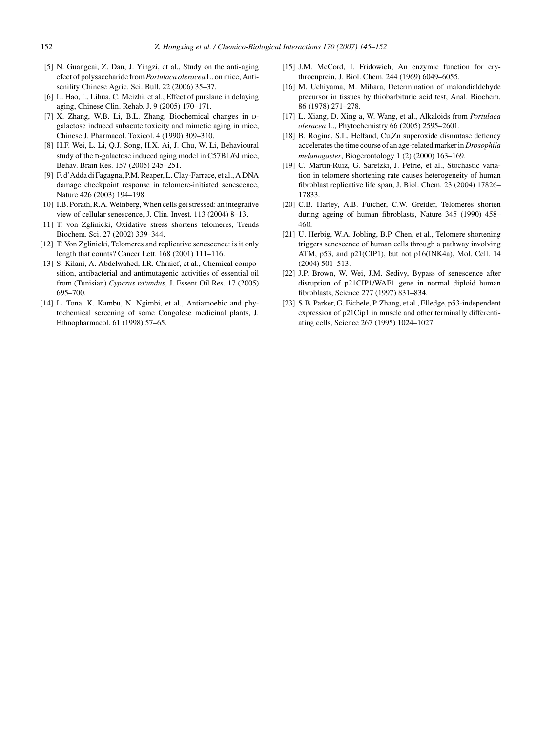[5] N. Guangcai, Z. Dan, J. Yingzi, et al., Study on the anti-aging efect of polysaccharide from *Portulaca oleracea* L. on mice, Anti-senility Chinese Agric. Sci. Bull. 22 (2006) 35–37.

[6] L. Hao, L. Lihua, C. Meizhi, et al., Effect of purslane in delaying aging, Chinese Clin. Rehab. J. 9 (2005) 170–171.

[7] X. Zhang, W.B. Li, B.L. Zhang, Biochemical changes in D-galactose induced subacute toxicity and mimetic aging in mice, Chinese J. Pharmacol. Toxicol. 4 (1990) 309–310.

[8] H.F. Wei, L. Li, Q.J. Song, H.X. Ai, J. Chu, W. Li, Behavioural study of the D-galactose induced aging model in C57BL/6J mice, Behav. Brain Res. 157 (2005) 245–251.

[9] F. d'Adda di Fagagna, P.M. Reaper, L. Clay-Farrace, et al., A DNA damage checkpoint response in telomere-initiated senescence, Nature 426 (2003) 194–198.

[10] I.B. Porath, R.A. Weinberg, When cells get stressed: an integrative view of cellular senescence, J. Clin. Invest. 113 (2004) 8–13.

[11] T. von Zglinicki, Oxidative stress shortens telomeres, Trends Biochem. Sci. 27 (2002) 339–344.

[12] T. Von Zglinicki, Telomeres and replicative senescence: is it only length that counts? Cancer Lett. 168 (2001) 111–116.

[13] S. Kilani, A. Abdelwahed, I.R. Chraief, et al., Chemical composition, antibacterial and antimutagenic activities of essential oil from (Tunisian) *Cyperus rotundus*, J. Essent Oil Res. 17 (2005) 695–700.

[14] L. Tona, K. Kambu, N. Ngimbi, et al., Antiamoebic and phytochemical screening of some Congolese medicinal plants, J. Ethnopharmacol. 61 (1998) 57–65.

[15] J.M. McCord, I. Fridowich, An enzymic function for erythrocuprein, J. Biol. Chem. 244 (1969) 6049–6055.

[16] M. Uchiyama, M. Mihara, Determination of malondialdehyde precursor in tissues by thiobarbituric acid test, Anal. Biochem. 86 (1978) 271–278.

[17] L. Xiang, D. Xing a, W. Wang, et al., Alkaloids from *Portulaca oleracea* L., Phytochemistry 66 (2005) 2595–2601.

[18] B. Rogina, S.L. Helfand, Cu,Zn superoxide dismutase defiency accelerates the time course of an age-related marker in *Drosophila melanogaster*, Biogerontology 1 (2) (2000) 163–169.

[19] C. Martin-Ruiz, G. Saretzki, J. Petrie, et al., Stochastic variation in telomere shortening rate causes heterogeneity of human fibroblast replicative life span, J. Biol. Chem. 23 (2004) 17826–17833.

[20] C.B. Harley, A.B. Futcher, C.W. Greider, Telomeres shorten during ageing of human fibroblasts, Nature 345 (1990) 458–460.

[21] U. Herbig, W.A. Jobling, B.P. Chen, et al., Telomere shortening triggers senescence of human cells through a pathway involving ATM, p53, and p21(CIP1), but not p16(INK4a), Mol. Cell. 14 (2004) 501–513.

[22] J.P. Brown, W. Wei, J.M. Sedivy, Bypass of senescence after disruption of p21CIP1/WAF1 gene in normal diploid human fibroblasts, Science 277 (1997) 831–834.

[23] S.B. Parker, G. Eichele, P. Zhang, et al., Elledge, p53-independent expression of p21Cip1 in muscle and other terminally differentiating cells, Science 267 (1995) 1024–1027.